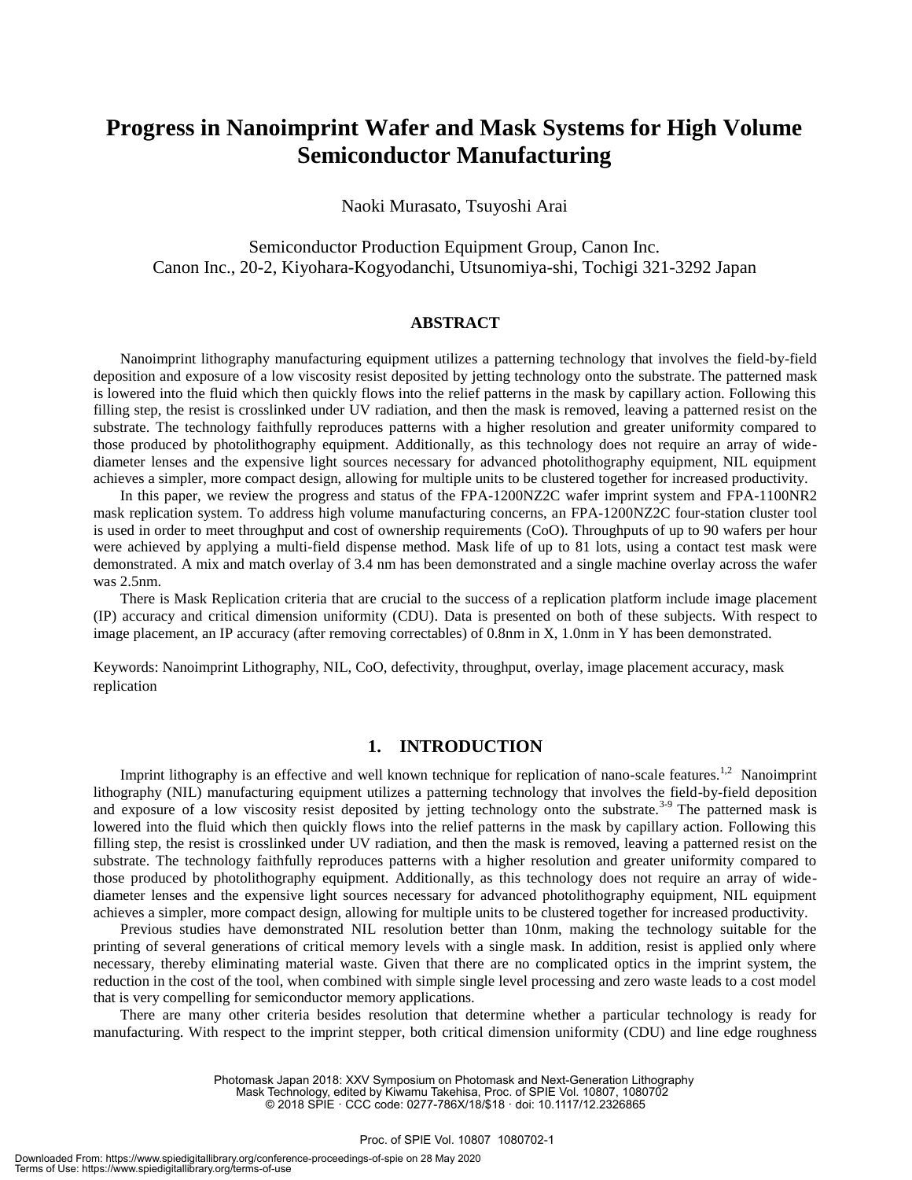# Progress in Nanoimprint Wafer and Mask Systems for High Volume Semiconductor Manufacturing

Naoki Murasato, Tsuyoshi Arai

Semiconductor Production Equipment Group, Canon Inc.
Canon Inc., 20-2, Kiyohara-Kogyodanchi, Utsunomiya-shi, Tochigi 321-3292 Japan

## ABSTRACT

Nanoimprint lithography manufacturing equipment utilizes a patterning technology that involves the field-by-field deposition and exposure of a low viscosity resist deposited by jetting technology onto the substrate. The patterned mask is lowered into the fluid which then quickly flows into the relief patterns in the mask by capillary action. Following this filling step, the resist is crosslinked under UV radiation, and then the mask is removed, leaving a patterned resist on the substrate. The technology faithfully reproduces patterns with a higher resolution and greater uniformity compared to those produced by photolithography equipment. Additionally, as this technology does not require an array of wide-diameter lenses and the expensive light sources necessary for advanced photolithography equipment, NIL equipment achieves a simpler, more compact design, allowing for multiple units to be clustered together for increased productivity.

In this paper, we review the progress and status of the FPA-1200NZ2C wafer imprint system and FPA-1100NR2 mask replication system. To address high volume manufacturing concerns, an FPA-1200NZ2C four-station cluster tool is used in order to meet throughput and cost of ownership requirements (CoO). Throughputs of up to 90 wafers per hour were achieved by applying a multi-field dispense method. Mask life of up to 81 lots, using a contact test mask were demonstrated. A mix and match overlay of 3.4 nm has been demonstrated and a single machine overlay across the wafer was 2.5nm.

There is Mask Replication criteria that are crucial to the success of a replication platform include image placement (IP) accuracy and critical dimension uniformity (CDU). Data is presented on both of these subjects. With respect to image placement, an IP accuracy (after removing correctables) of 0.8nm in X, 1.0nm in Y has been demonstrated.

Keywords: Nanoimprint Lithography, NIL, CoO, defectivity, throughput, overlay, image placement accuracy, mask replication

## 1. INTRODUCTION

Imprint lithography is an effective and well known technique for replication of nano-scale features.[1,2] Nanoimprint lithography (NIL) manufacturing equipment utilizes a patterning technology that involves the field-by-field deposition and exposure of a low viscosity resist deposited by jetting technology onto the substrate.[3-9] The patterned mask is lowered into the fluid which then quickly flows into the relief patterns in the mask by capillary action. Following this filling step, the resist is crosslinked under UV radiation, and then the mask is removed, leaving a patterned resist on the substrate. The technology faithfully reproduces patterns with a higher resolution and greater uniformity compared to those produced by photolithography equipment. Additionally, as this technology does not require an array of wide-diameter lenses and the expensive light sources necessary for advanced photolithography equipment, NIL equipment achieves a simpler, more compact design, allowing for multiple units to be clustered together for increased productivity.

Previous studies have demonstrated NIL resolution better than 10nm, making the technology suitable for the printing of several generations of critical memory levels with a single mask. In addition, resist is applied only where necessary, thereby eliminating material waste. Given that there are no complicated optics in the imprint system, the reduction in the cost of the tool, when combined with simple single level processing and zero waste leads to a cost model that is very compelling for semiconductor memory applications.

There are many other criteria besides resolution that determine whether a particular technology is ready for manufacturing. With respect to the imprint stepper, both critical dimension uniformity (CDU) and line edge roughness

Photomask Japan 2018: XXV Symposium on Photomask and Next-Generation Lithography Mask Technology, edited by Kiwamu Takehisa, Proc. of SPIE Vol. 10807, 1080702
© 2018 SPIE · CCC code: 0277-786X/18/$18 · doi: 10.1117/12.2326865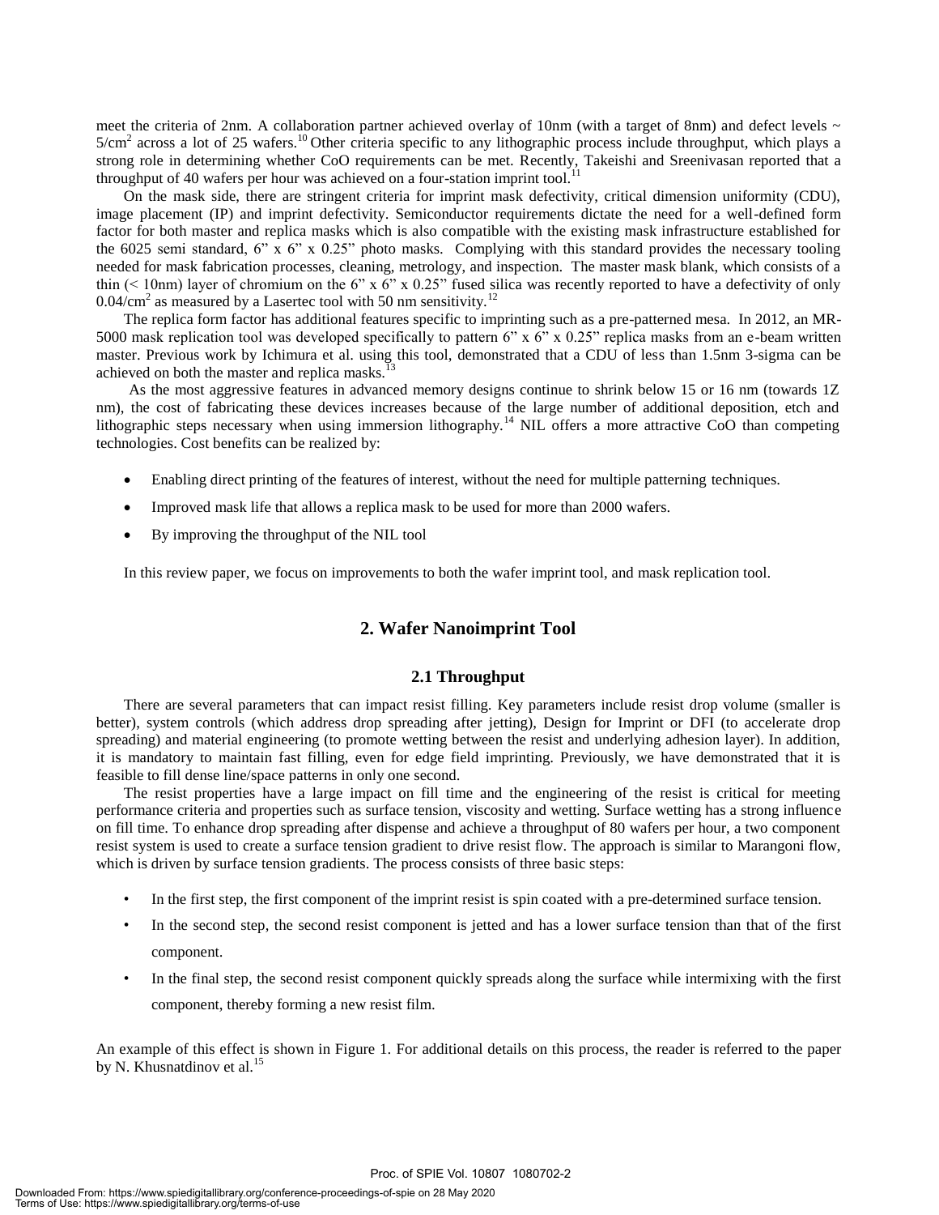meet the criteria of 2nm. A collaboration partner achieved overlay of 10nm (with a target of 8nm) and defect levels ~ 5/cm$^2$ across a lot of 25 wafers.[10] Other criteria specific to any lithographic process include throughput, which plays a strong role in determining whether CoO requirements can be met. Recently, Takeishi and Sreenivasan reported that a throughput of 40 wafers per hour was achieved on a four-station imprint tool.[11]

On the mask side, there are stringent criteria for imprint mask defectivity, critical dimension uniformity (CDU), image placement (IP) and imprint defectivity. Semiconductor requirements dictate the need for a well-defined form factor for both master and replica masks which is also compatible with the existing mask infrastructure established for the 6025 semi standard, 6" x 6" x 0.25" photo masks. Complying with this standard provides the necessary tooling needed for mask fabrication processes, cleaning, metrology, and inspection. The master mask blank, which consists of a thin (< 10nm) layer of chromium on the 6" x 6" x 0.25" fused silica was recently reported to have a defectivity of only 0.04/cm$^2$ as measured by a Lasertec tool with 50 nm sensitivity.[12]

The replica form factor has additional features specific to imprinting such as a pre-patterned mesa. In 2012, an MR-5000 mask replication tool was developed specifically to pattern 6" x 6" x 0.25" replica masks from an e-beam written master. Previous work by Ichimura et al. using this tool, demonstrated that a CDU of less than 1.5nm 3-sigma can be achieved on both the master and replica masks.[13]

As the most aggressive features in advanced memory designs continue to shrink below 15 or 16 nm (towards 1Z nm), the cost of fabricating these devices increases because of the large number of additional deposition, etch and lithographic steps necessary when using immersion lithography.[14] NIL offers a more attractive CoO than competing technologies. Cost benefits can be realized by:

- Enabling direct printing of the features of interest, without the need for multiple patterning techniques.
- Improved mask life that allows a replica mask to be used for more than 2000 wafers.
- By improving the throughput of the NIL tool

In this review paper, we focus on improvements to both the wafer imprint tool, and mask replication tool.

## 2. Wafer Nanoimprint Tool

### 2.1 Throughput

There are several parameters that can impact resist filling. Key parameters include resist drop volume (smaller is better), system controls (which address drop spreading after jetting), Design for Imprint or DFI (to accelerate drop spreading) and material engineering (to promote wetting between the resist and underlying adhesion layer). In addition, it is mandatory to maintain fast filling, even for edge field imprinting. Previously, we have demonstrated that it is feasible to fill dense line/space patterns in only one second.

The resist properties have a large impact on fill time and the engineering of the resist is critical for meeting performance criteria and properties such as surface tension, viscosity and wetting. Surface wetting has a strong influence on fill time. To enhance drop spreading after dispense and achieve a throughput of 80 wafers per hour, a two component resist system is used to create a surface tension gradient to drive resist flow. The approach is similar to Marangoni flow, which is driven by surface tension gradients. The process consists of three basic steps:

- In the first step, the first component of the imprint resist is spin coated with a pre-determined surface tension.
- In the second step, the second resist component is jetted and has a lower surface tension than that of the first component.
- In the final step, the second resist component quickly spreads along the surface while intermixing with the first component, thereby forming a new resist film.

An example of this effect is shown in Figure 1. For additional details on this process, the reader is referred to the paper by N. Khusnatdinov et al.[15]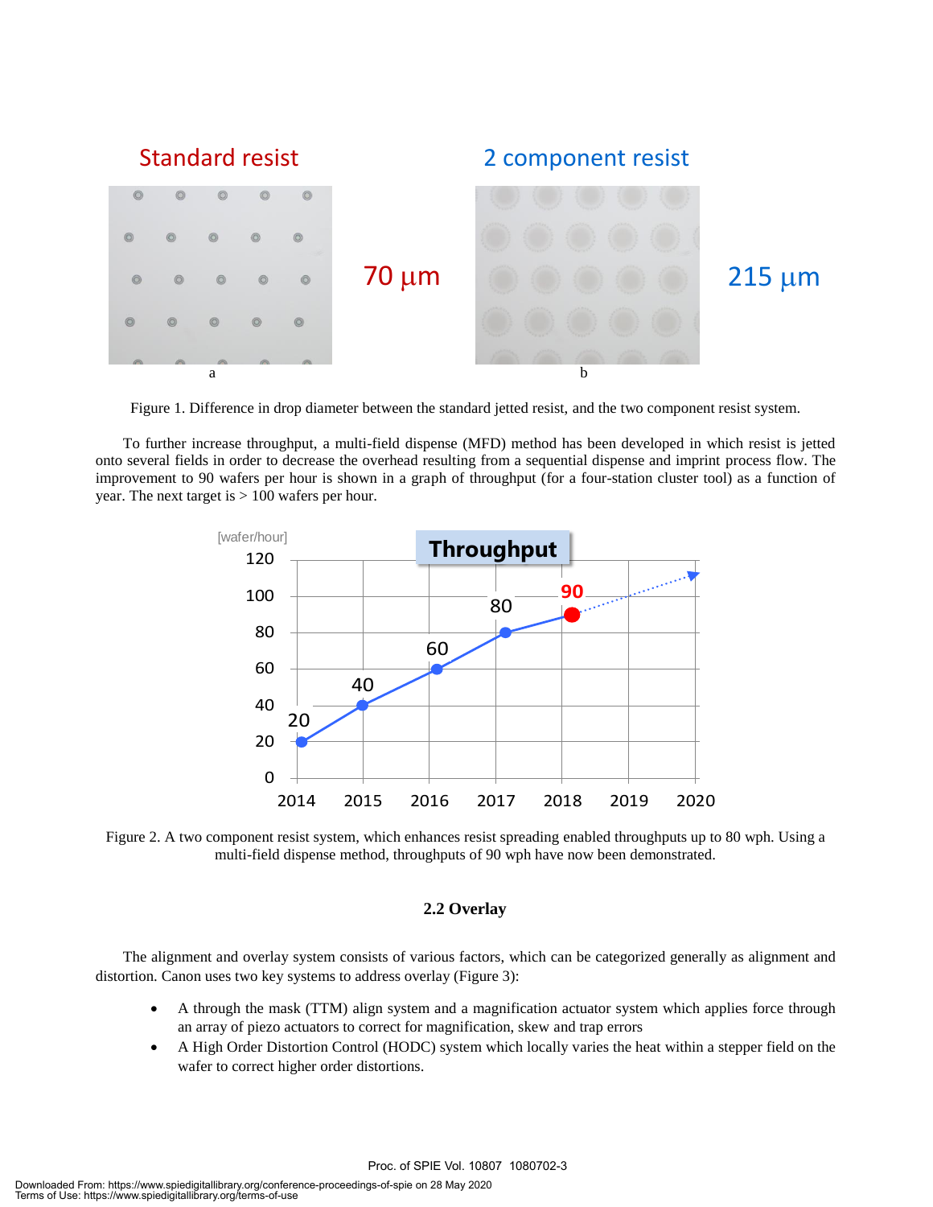Figure 1. Difference in drop diameter between the standard jetted resist, and the two component resist system.

To further increase throughput, a multi-field dispense (MFD) method has been developed in which resist is jetted onto several fields in order to decrease the overhead resulting from a sequential dispense and imprint process flow. The improvement to 90 wafers per hour is shown in a graph of throughput (for a four-station cluster tool) as a function of year. The next target is > 100 wafers per hour.

Figure 2. A two component resist system, which enhances resist spreading enabled throughputs up to 80 wph. Using a multi-field dispense method, throughputs of 90 wph have now been demonstrated.

### 2.2 Overlay

The alignment and overlay system consists of various factors, which can be categorized generally as alignment and distortion. Canon uses two key systems to address overlay (Figure 3):

- A through the mask (TTM) align system and a magnification actuator system which applies force through an array of piezo actuators to correct for magnification, skew and trap errors
- A High Order Distortion Control (HODC) system which locally varies the heat within a stepper field on the wafer to correct higher order distortions.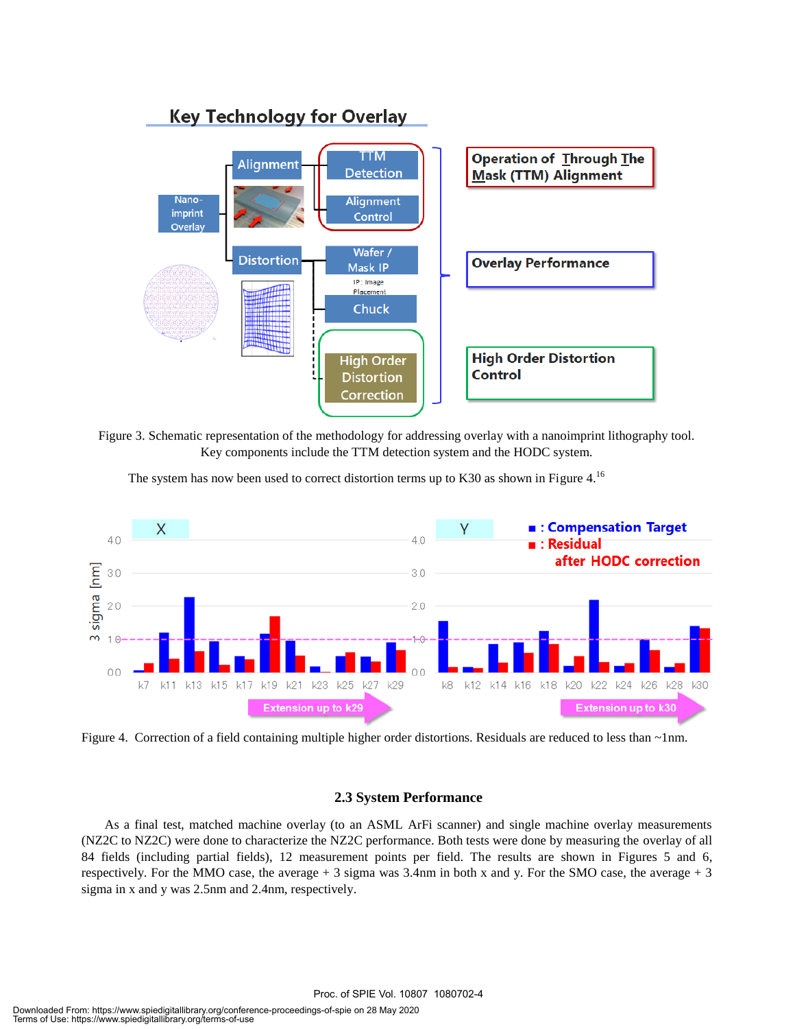Figure 3. Schematic representation of the methodology for addressing overlay with a nanoimprint lithography tool. Key components include the TTM detection system and the HODC system.

The system has now been used to correct distortion terms up to K30 as shown in Figure 4.[16]

Figure 4. Correction of a field containing multiple higher order distortions. Residuals are reduced to less than ~1nm.

### 2.3 System Performance

As a final test, matched machine overlay (to an ASML ArFi scanner) and single machine overlay measurements (NZ2C to NZ2C) were done to characterize the NZ2C performance. Both tests were done by measuring the overlay of all 84 fields (including partial fields), 12 measurement points per field. The results are shown in Figures 5 and 6, respectively. For the MMO case, the average + 3 sigma was 3.4nm in both x and y. For the SMO case, the average + 3 sigma in x and y was 2.5nm and 2.4nm, respectively.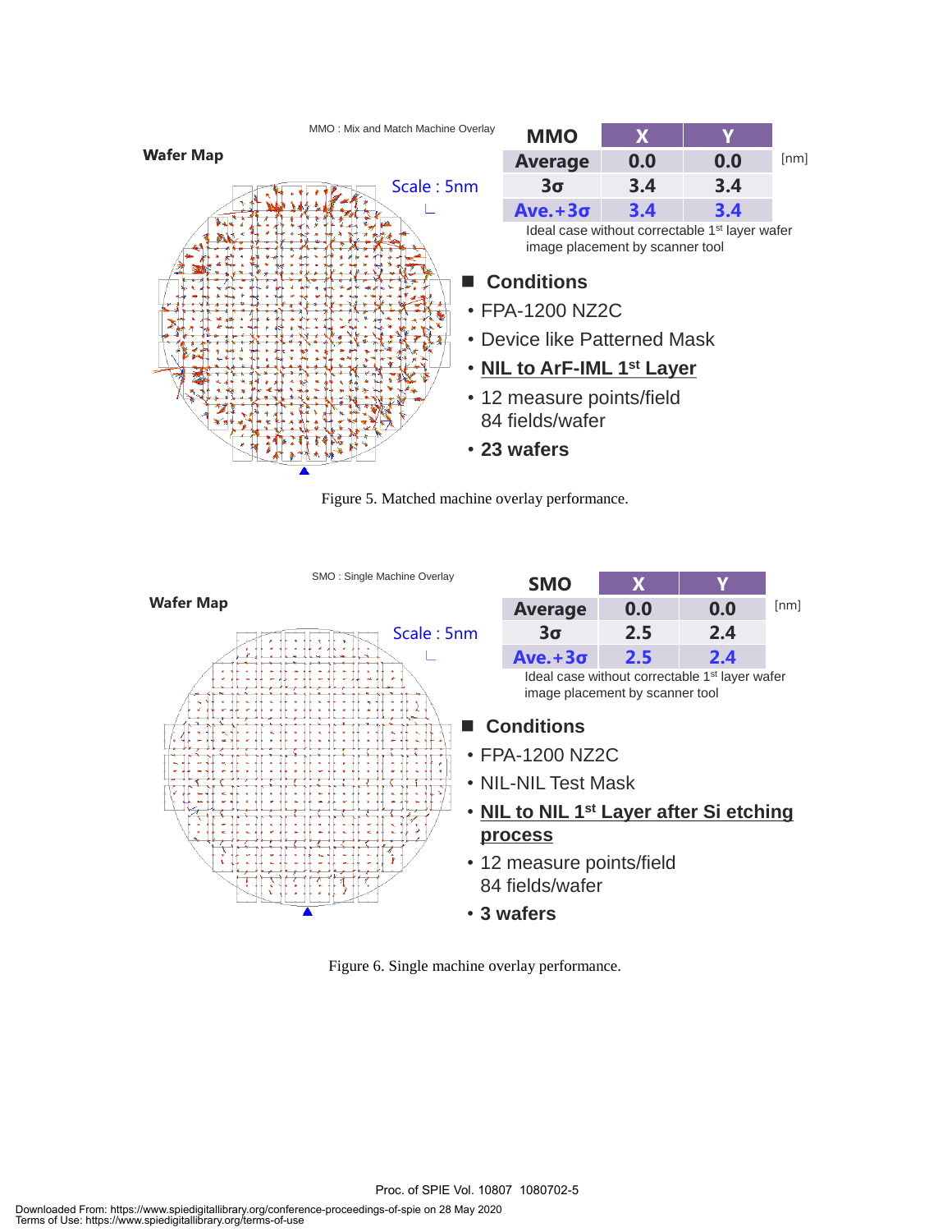MMO : Mix and Match Machine Overlay

**Wafer Map**

Scale : 5nm

| MMO | X | Y |
|---|---|---|
| Average | 0.0 | 0.0 |
| 3σ | 3.4 | 3.4 |
| Ave.+3σ | 3.4 | 3.4 |

[nm]

Ideal case without correctable 1st layer wafer image placement by scanner tool

■ **Conditions**

- FPA-1200 NZ2C
- Device like Patterned Mask
- **NIL to ArF-IML 1st Layer**
- 12 measure points/field
  84 fields/wafer
- **23 wafers**

Figure 5. Matched machine overlay performance.

SMO : Single Machine Overlay

**Wafer Map**

Scale : 5nm

| SMO | X | Y |
|---|---|---|
| Average | 0.0 | 0.0 |
| 3σ | 2.5 | 2.4 |
| Ave.+3σ | 2.5 | 2.4 |

[nm]

Ideal case without correctable 1st layer wafer image placement by scanner tool

■ **Conditions**

- FPA-1200 NZ2C
- NIL-NIL Test Mask
- **NIL to NIL 1st Layer after Si etching process**
- 12 measure points/field
  84 fields/wafer
- **3 wafers**

Figure 6. Single machine overlay performance.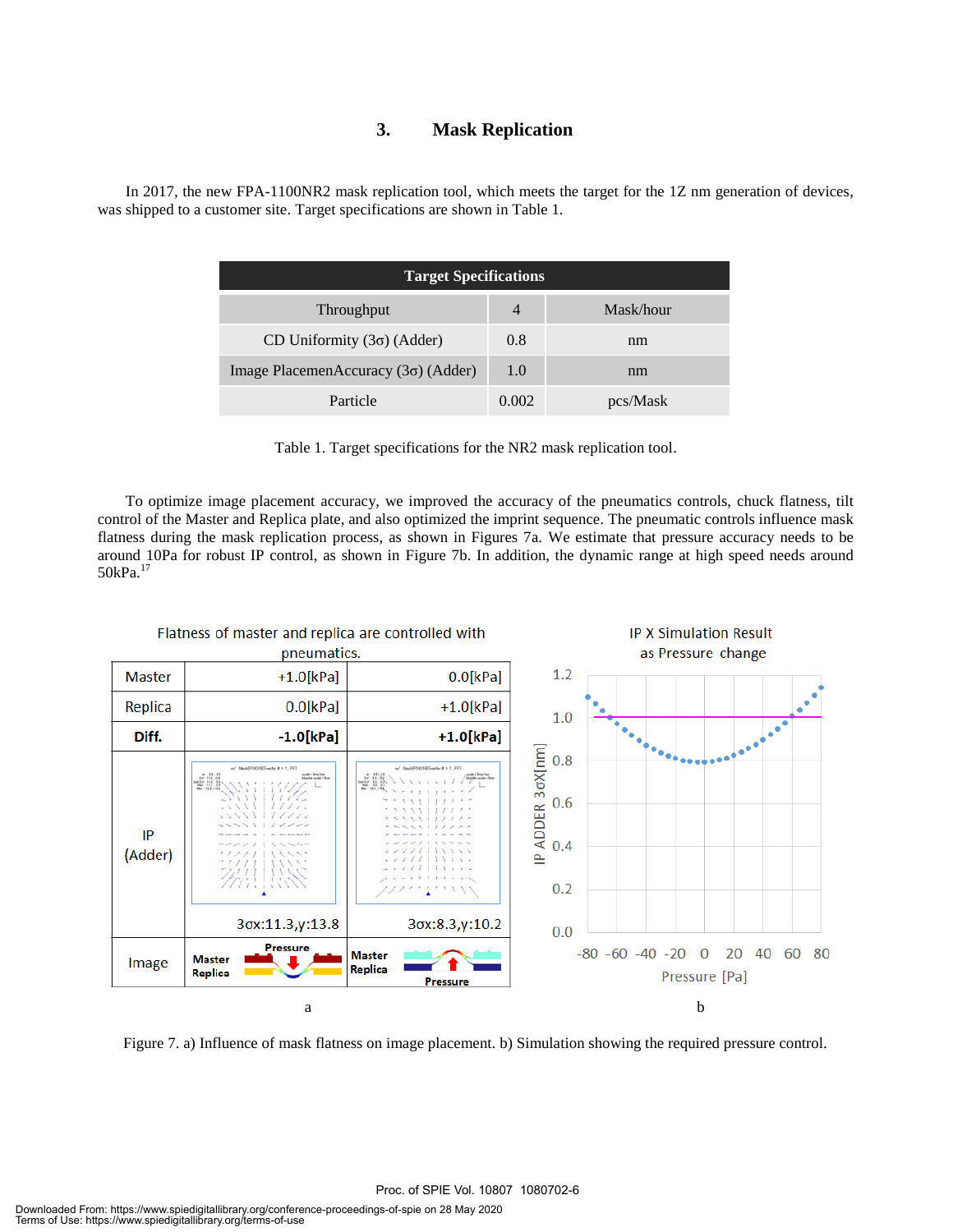## 3. Mask Replication

In 2017, the new FPA-1100NR2 mask replication tool, which meets the target for the 1Z nm generation of devices, was shipped to a customer site. Target specifications are shown in Table 1.

| Target Specifications | | |
|---|---|---|
| Throughput | 4 | Mask/hour |
| CD Uniformity (3σ) (Adder) | 0.8 | nm |
| Image PlacemenAccuracy (3σ) (Adder) | 1.0 | nm |
| Particle | 0.002 | pcs/Mask |

Table 1. Target specifications for the NR2 mask replication tool.

To optimize image placement accuracy, we improved the accuracy of the pneumatics controls, chuck flatness, tilt control of the Master and Replica plate, and also optimized the imprint sequence. The pneumatic controls influence mask flatness during the mask replication process, as shown in Figures 7a. We estimate that pressure accuracy needs to be around 10Pa for robust IP control, as shown in Figure 7b. In addition, the dynamic range at high speed needs around 50kPa.[17]

Flatness of master and replica are controlled with pneumatics.

| | | |
|---|---|---|
| Master | +1.0[kPa] | 0.0[kPa] |
| Replica | 0.0[kPa] | +1.0[kPa] |
| **Diff.** | **-1.0[kPa]** | **+1.0[kPa]** |
| IP (Adder) | 3σx:11.3,y:13.8 | 3σx:8.3,y:10.2 |
| Image | Master / Replica / Pressure | Master / Replica / Pressure |

a

IP X Simulation Result as Pressure change

b

Figure 7. a) Influence of mask flatness on image placement. b) Simulation showing the required pressure control.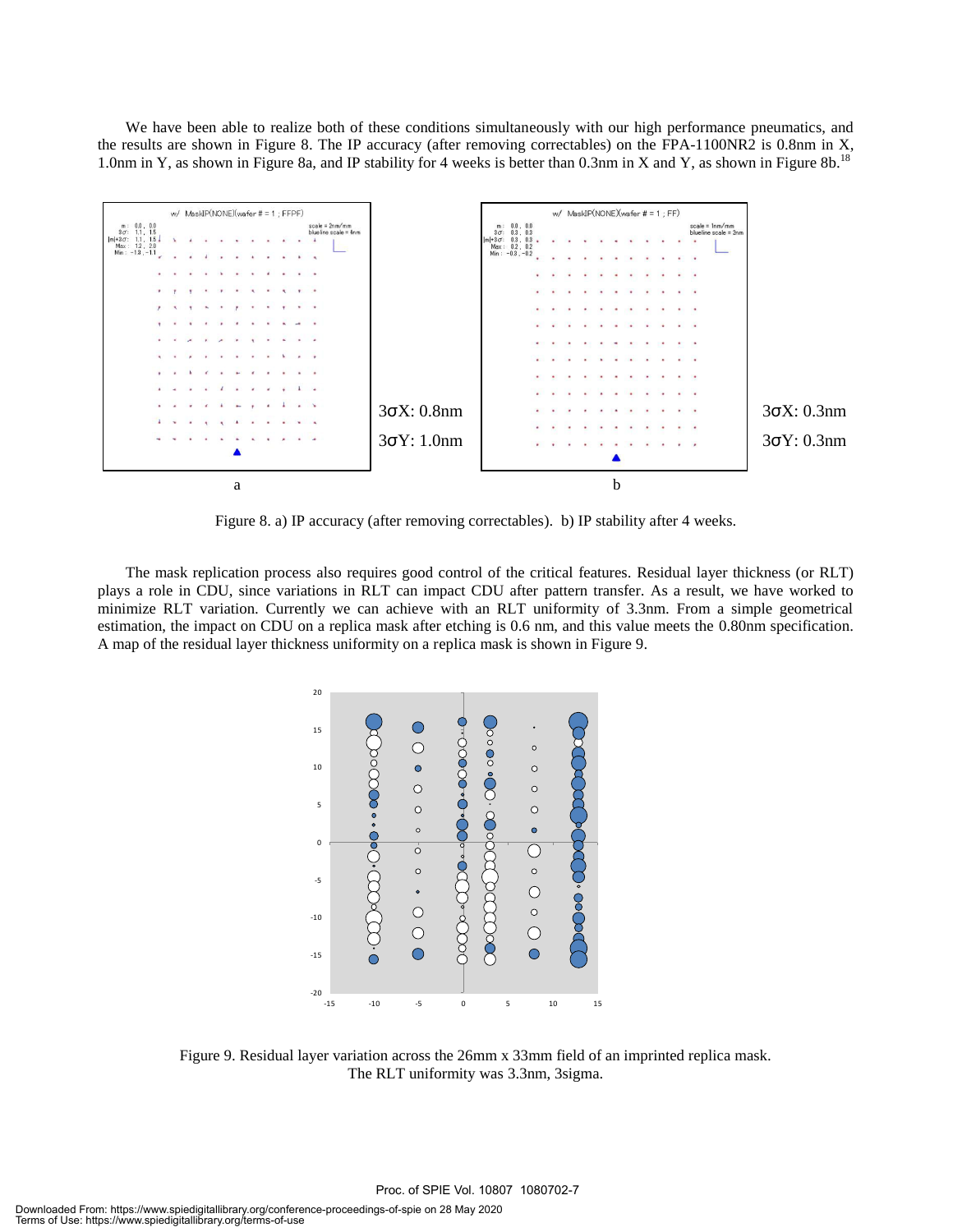We have been able to realize both of these conditions simultaneously with our high performance pneumatics, and the results are shown in Figure 8. The IP accuracy (after removing correctables) on the FPA-1100NR2 is 0.8nm in X, 1.0nm in Y, as shown in Figure 8a, and IP stability for 4 weeks is better than 0.3nm in X and Y, as shown in Figure 8b.[18]

3σX: 0.8nm
3σY: 1.0nm

3σX: 0.3nm
3σY: 0.3nm

Figure 8. a) IP accuracy (after removing correctables). b) IP stability after 4 weeks.

The mask replication process also requires good control of the critical features. Residual layer thickness (or RLT) plays a role in CDU, since variations in RLT can impact CDU after pattern transfer. As a result, we have worked to minimize RLT variation. Currently we can achieve with an RLT uniformity of 3.3nm. From a simple geometrical estimation, the impact on CDU on a replica mask after etching is 0.6 nm, and this value meets the 0.80nm specification. A map of the residual layer thickness uniformity on a replica mask is shown in Figure 9.

Figure 9. Residual layer variation across the 26mm x 33mm field of an imprinted replica mask. The RLT uniformity was 3.3nm, 3sigma.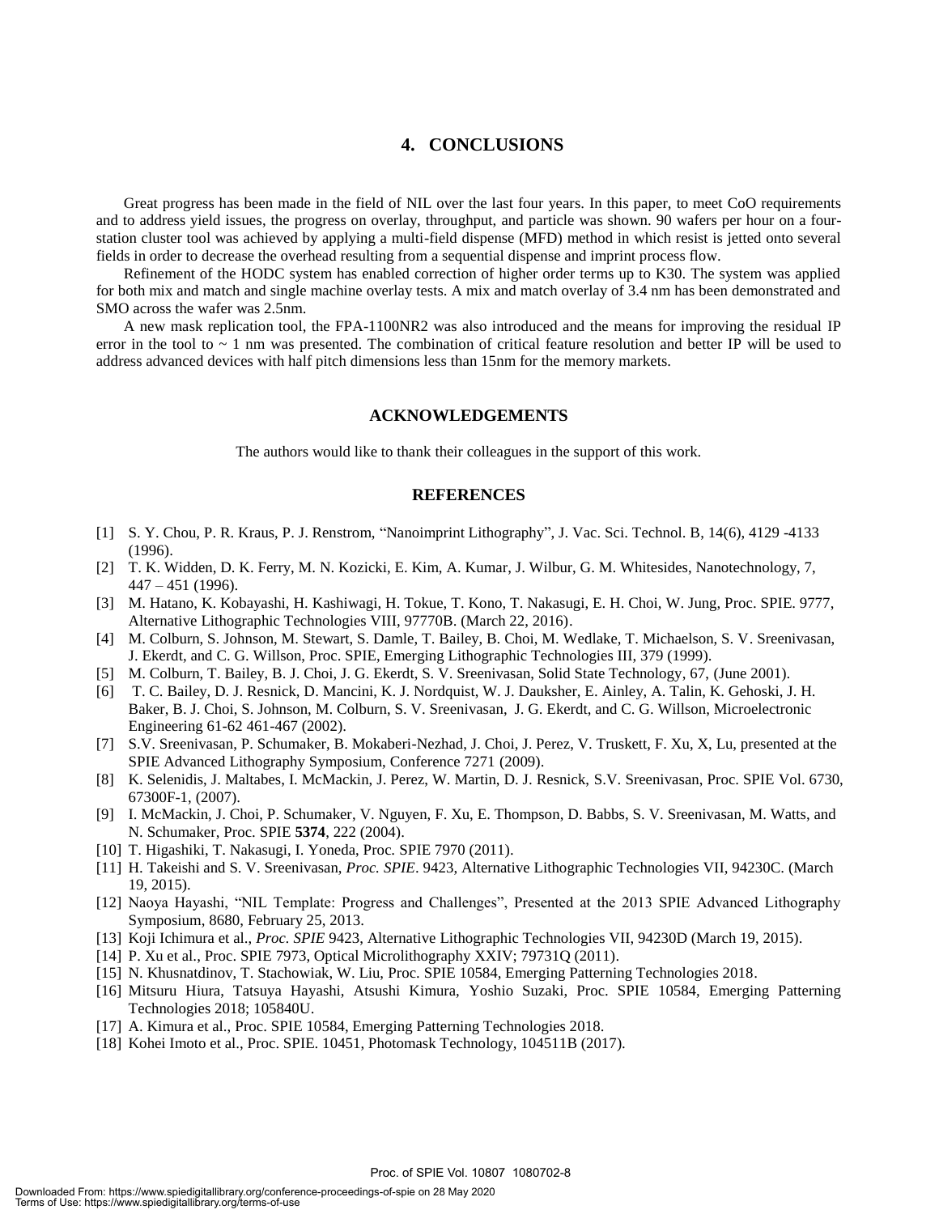## 4. CONCLUSIONS

Great progress has been made in the field of NIL over the last four years. In this paper, to meet CoO requirements and to address yield issues, the progress on overlay, throughput, and particle was shown. 90 wafers per hour on a four-station cluster tool was achieved by applying a multi-field dispense (MFD) method in which resist is jetted onto several fields in order to decrease the overhead resulting from a sequential dispense and imprint process flow.

Refinement of the HODC system has enabled correction of higher order terms up to K30. The system was applied for both mix and match and single machine overlay tests. A mix and match overlay of 3.4 nm has been demonstrated and SMO across the wafer was 2.5nm.

A new mask replication tool, the FPA-1100NR2 was also introduced and the means for improving the residual IP error in the tool to ~ 1 nm was presented. The combination of critical feature resolution and better IP will be used to address advanced devices with half pitch dimensions less than 15nm for the memory markets.

## ACKNOWLEDGEMENTS

The authors would like to thank their colleagues in the support of this work.

## REFERENCES

[1] S. Y. Chou, P. R. Kraus, P. J. Renstrom, "Nanoimprint Lithography", J. Vac. Sci. Technol. B, 14(6), 4129 -4133 (1996).

[2] T. K. Widden, D. K. Ferry, M. N. Kozicki, E. Kim, A. Kumar, J. Wilbur, G. M. Whitesides, Nanotechnology, 7, 447 – 451 (1996).

[3] M. Hatano, K. Kobayashi, H. Kashiwagi, H. Tokue, T. Kono, T. Nakasugi, E. H. Choi, W. Jung, Proc. SPIE. 9777, Alternative Lithographic Technologies VIII, 97770B. (March 22, 2016).

[4] M. Colburn, S. Johnson, M. Stewart, S. Damle, T. Bailey, B. Choi, M. Wedlake, T. Michaelson, S. V. Sreenivasan, J. Ekerdt, and C. G. Willson, Proc. SPIE, Emerging Lithographic Technologies III, 379 (1999).

[5] M. Colburn, T. Bailey, B. J. Choi, J. G. Ekerdt, S. V. Sreenivasan, Solid State Technology, 67, (June 2001).

[6] T. C. Bailey, D. J. Resnick, D. Mancini, K. J. Nordquist, W. J. Dauksher, E. Ainley, A. Talin, K. Gehoski, J. H. Baker, B. J. Choi, S. Johnson, M. Colburn, S. V. Sreenivasan, J. G. Ekerdt, and C. G. Willson, Microelectronic Engineering 61-62 461-467 (2002).

[7] S.V. Sreenivasan, P. Schumaker, B. Mokaberi-Nezhad, J. Choi, J. Perez, V. Truskett, F. Xu, X, Lu, presented at the SPIE Advanced Lithography Symposium, Conference 7271 (2009).

[8] K. Selenidis, J. Maltabes, I. McMackin, J. Perez, W. Martin, D. J. Resnick, S.V. Sreenivasan, Proc. SPIE Vol. 6730, 67300F-1, (2007).

[9] I. McMackin, J. Choi, P. Schumaker, V. Nguyen, F. Xu, E. Thompson, D. Babbs, S. V. Sreenivasan, M. Watts, and N. Schumaker, Proc. SPIE **5374**, 222 (2004).

[10] T. Higashiki, T. Nakasugi, I. Yoneda, Proc. SPIE 7970 (2011).

[11] H. Takeishi and S. V. Sreenivasan, *Proc. SPIE*. 9423, Alternative Lithographic Technologies VII, 94230C. (March 19, 2015).

[12] Naoya Hayashi, "NIL Template: Progress and Challenges", Presented at the 2013 SPIE Advanced Lithography Symposium, 8680, February 25, 2013.

[13] Koji Ichimura et al., *Proc. SPIE* 9423, Alternative Lithographic Technologies VII, 94230D (March 19, 2015).

[14] P. Xu et al., Proc. SPIE 7973, Optical Microlithography XXIV; 79731Q (2011).

[15] N. Khusnatdinov, T. Stachowiak, W. Liu, Proc. SPIE 10584, Emerging Patterning Technologies 2018.

[16] Mitsuru Hiura, Tatsuya Hayashi, Atsushi Kimura, Yoshio Suzaki, Proc. SPIE 10584, Emerging Patterning Technologies 2018; 105840U.

[17] A. Kimura et al., Proc. SPIE 10584, Emerging Patterning Technologies 2018.

[18] Kohei Imoto et al., Proc. SPIE. 10451, Photomask Technology, 104511B (2017).